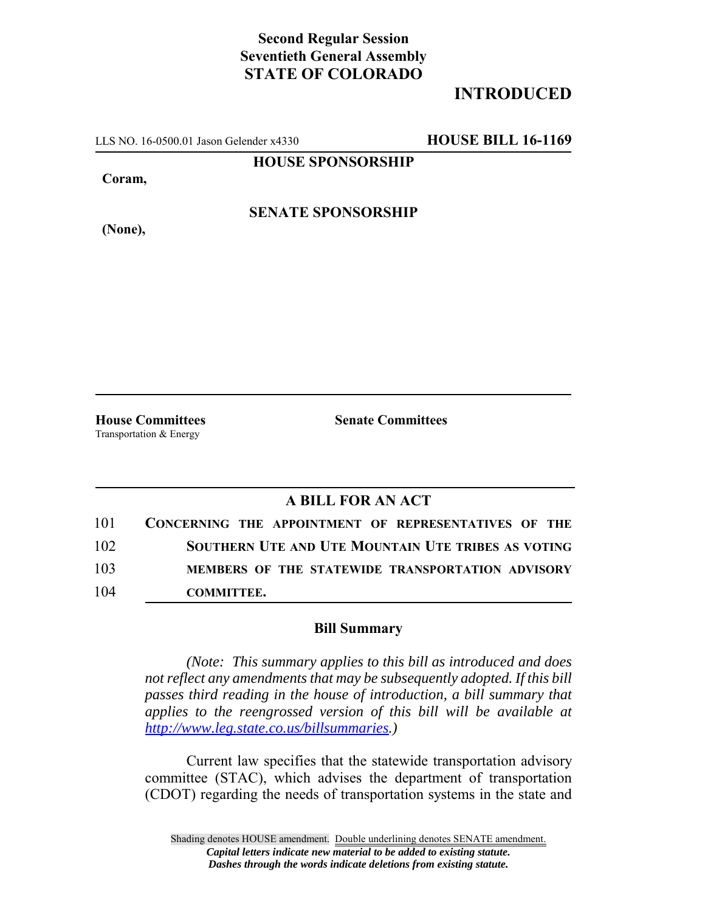**Second Regular Session**
**Seventieth General Assembly**
**STATE OF COLORADO**

**INTRODUCED**

LLS NO. 16-0500.01 Jason Gelender x4330 **HOUSE BILL 16-1169**

**HOUSE SPONSORSHIP**

**Coram,**

**SENATE SPONSORSHIP**

**(None),**

**House Committees**
Transportation & Energy

**Senate Committees**

## A BILL FOR AN ACT

101 **CONCERNING THE APPOINTMENT OF REPRESENTATIVES OF THE**
102 **SOUTHERN UTE AND UTE MOUNTAIN UTE TRIBES AS VOTING**
103 **MEMBERS OF THE STATEWIDE TRANSPORTATION ADVISORY**
104 **COMMITTEE.**

### Bill Summary

*(Note: This summary applies to this bill as introduced and does not reflect any amendments that may be subsequently adopted. If this bill passes third reading in the house of introduction, a bill summary that applies to the reengrossed version of this bill will be available at http://www.leg.state.co.us/billsummaries.)*

Current law specifies that the statewide transportation advisory committee (STAC), which advises the department of transportation (CDOT) regarding the needs of transportation systems in the state and

Shading denotes HOUSE amendment. Double underlining denotes SENATE amendment.
*Capital letters indicate new material to be added to existing statute.*
*Dashes through the words indicate deletions from existing statute.*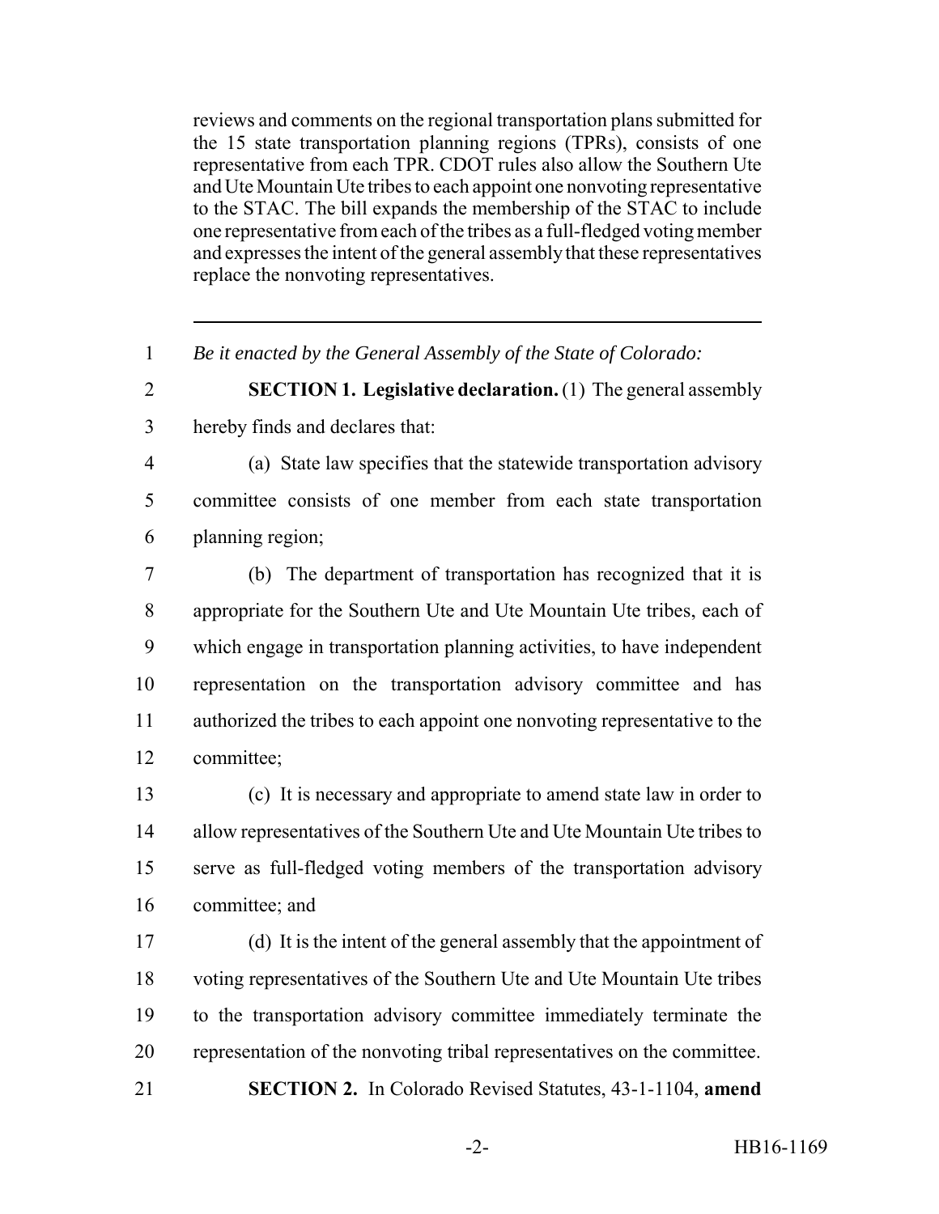reviews and comments on the regional transportation plans submitted for the 15 state transportation planning regions (TPRs), consists of one representative from each TPR. CDOT rules also allow the Southern Ute and Ute Mountain Ute tribes to each appoint one nonvoting representative to the STAC. The bill expands the membership of the STAC to include one representative from each of the tribes as a full-fledged voting member and expresses the intent of the general assembly that these representatives replace the nonvoting representatives.

---

1 *Be it enacted by the General Assembly of the State of Colorado:*

2 **SECTION 1. Legislative declaration.** (1) The general assembly
3 hereby finds and declares that:

4 (a) State law specifies that the statewide transportation advisory
5 committee consists of one member from each state transportation
6 planning region;

7 (b) The department of transportation has recognized that it is
8 appropriate for the Southern Ute and Ute Mountain Ute tribes, each of
9 which engage in transportation planning activities, to have independent
10 representation on the transportation advisory committee and has
11 authorized the tribes to each appoint one nonvoting representative to the
12 committee;

13 (c) It is necessary and appropriate to amend state law in order to
14 allow representatives of the Southern Ute and Ute Mountain Ute tribes to
15 serve as full-fledged voting members of the transportation advisory
16 committee; and

17 (d) It is the intent of the general assembly that the appointment of
18 voting representatives of the Southern Ute and Ute Mountain Ute tribes
19 to the transportation advisory committee immediately terminate the
20 representation of the nonvoting tribal representatives on the committee.

21 **SECTION 2.** In Colorado Revised Statutes, 43-1-1104, **amend**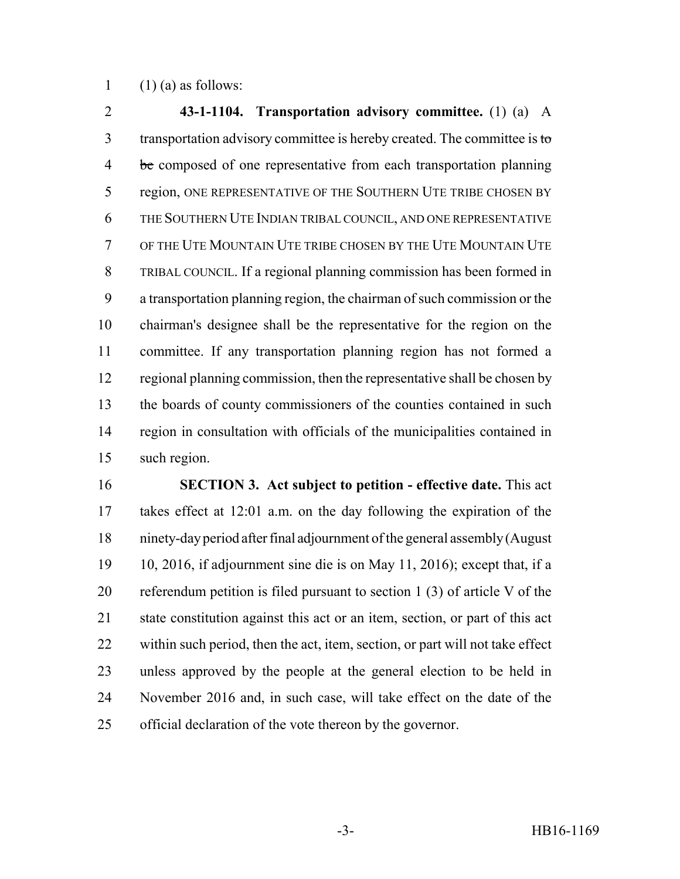(1) (a) as follows:

**43-1-1104. Transportation advisory committee.** (1) (a) A transportation advisory committee is hereby created. The committee is ~~to be~~ composed of one representative from each transportation planning region, ONE REPRESENTATIVE OF THE SOUTHERN UTE TRIBE CHOSEN BY THE SOUTHERN UTE INDIAN TRIBAL COUNCIL, AND ONE REPRESENTATIVE OF THE UTE MOUNTAIN UTE TRIBE CHOSEN BY THE UTE MOUNTAIN UTE TRIBAL COUNCIL. If a regional planning commission has been formed in a transportation planning region, the chairman of such commission or the chairman's designee shall be the representative for the region on the committee. If any transportation planning region has not formed a regional planning commission, then the representative shall be chosen by the boards of county commissioners of the counties contained in such region in consultation with officials of the municipalities contained in such region.

**SECTION 3. Act subject to petition - effective date.** This act takes effect at 12:01 a.m. on the day following the expiration of the ninety-day period after final adjournment of the general assembly (August 10, 2016, if adjournment sine die is on May 11, 2016); except that, if a referendum petition is filed pursuant to section 1 (3) of article V of the state constitution against this act or an item, section, or part of this act within such period, then the act, item, section, or part will not take effect unless approved by the people at the general election to be held in November 2016 and, in such case, will take effect on the date of the official declaration of the vote thereon by the governor.